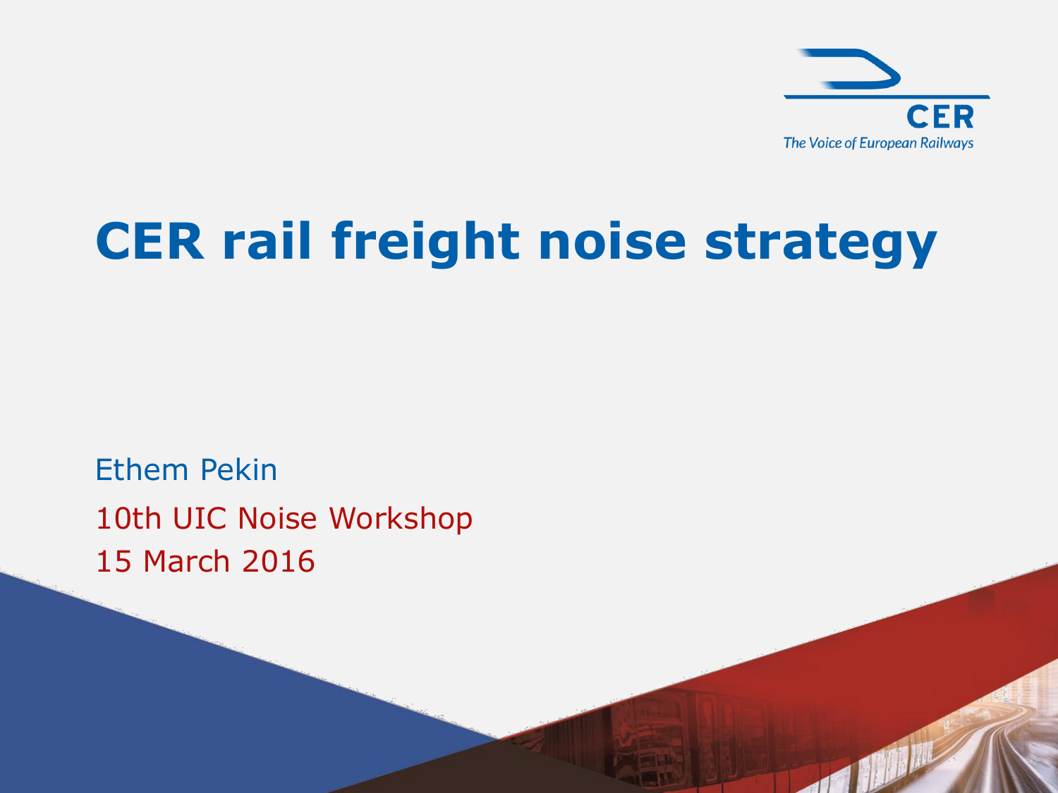CER

The Voice of European Railways

# CER rail freight noise strategy

Ethem Pekin

10th UIC Noise Workshop

15 March 2016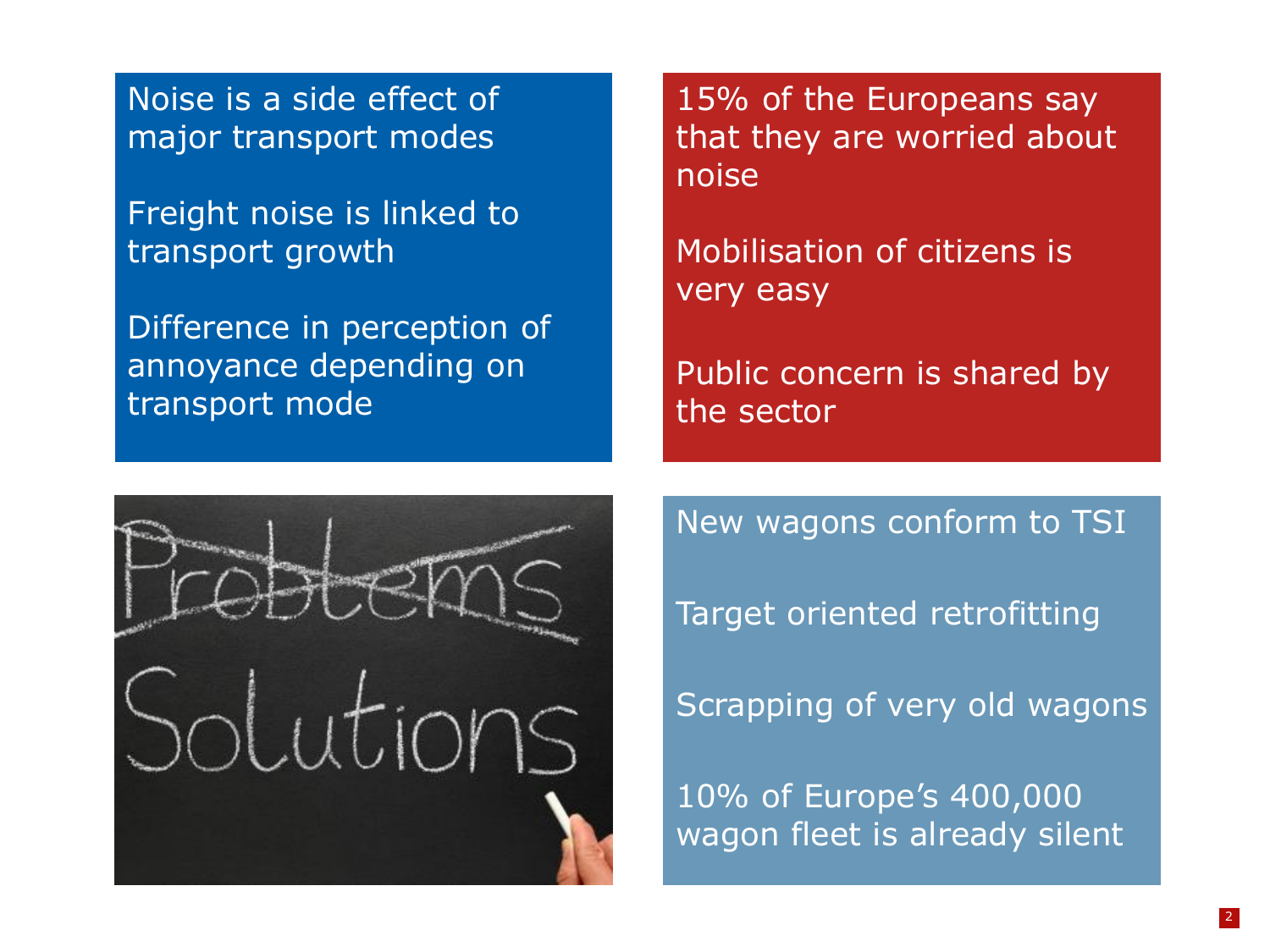Noise is a side effect of major transport modes

Freight noise is linked to transport growth

Difference in perception of annoyance depending on transport mode

15% of the Europeans say that they are worried about noise

Mobilisation of citizens is very easy

Public concern is shared by the sector

New wagons conform to TSI

Target oriented retrofitting

Scrapping of very old wagons

10% of Europe's 400,000 wagon fleet is already silent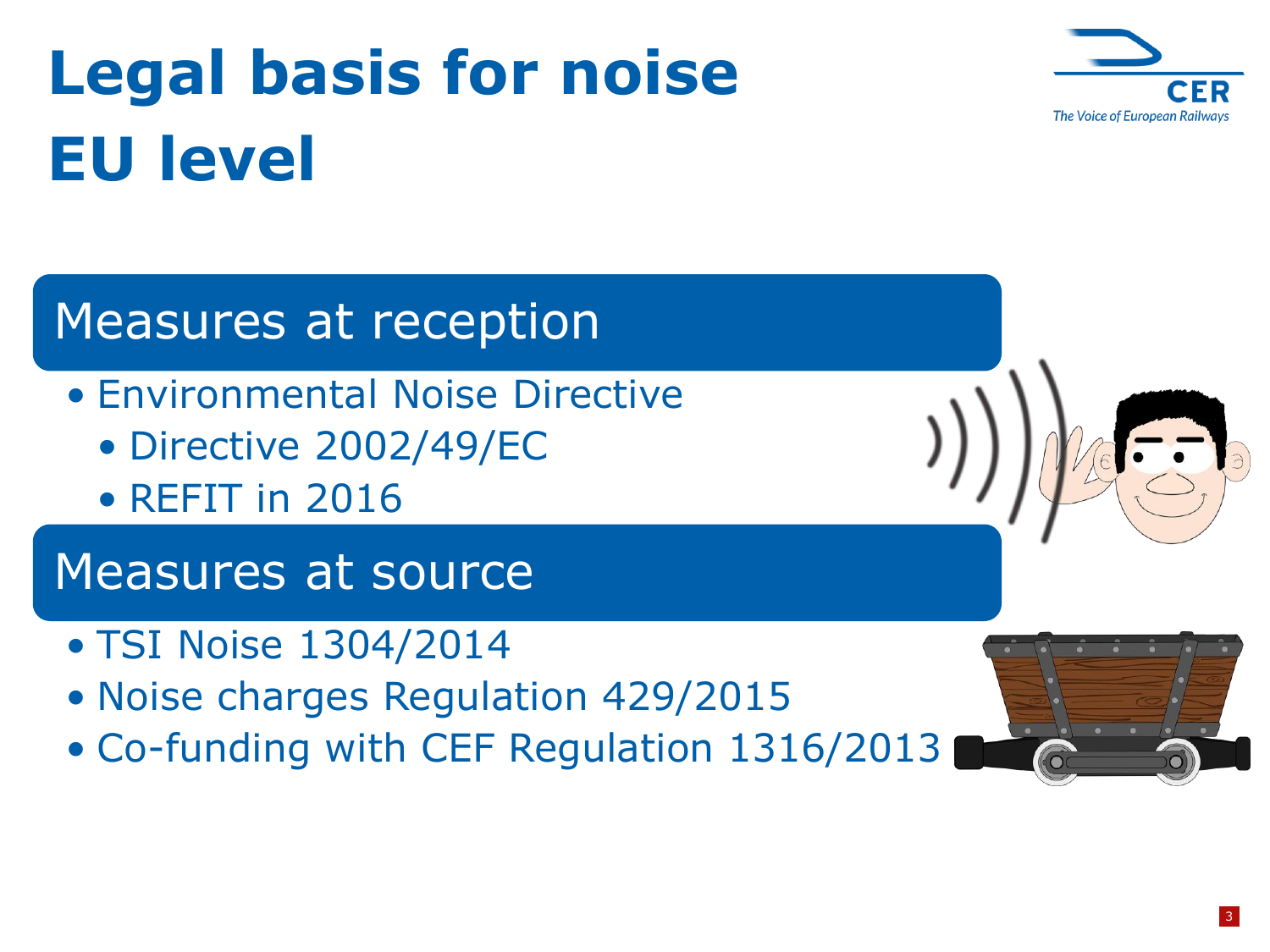# Legal basis for noise EU level

## Measures at reception

- Environmental Noise Directive
  - Directive 2002/49/EC
  - REFIT in 2016

## Measures at source

- TSI Noise 1304/2014
- Noise charges Regulation 429/2015
- Co-funding with CEF Regulation 1316/2013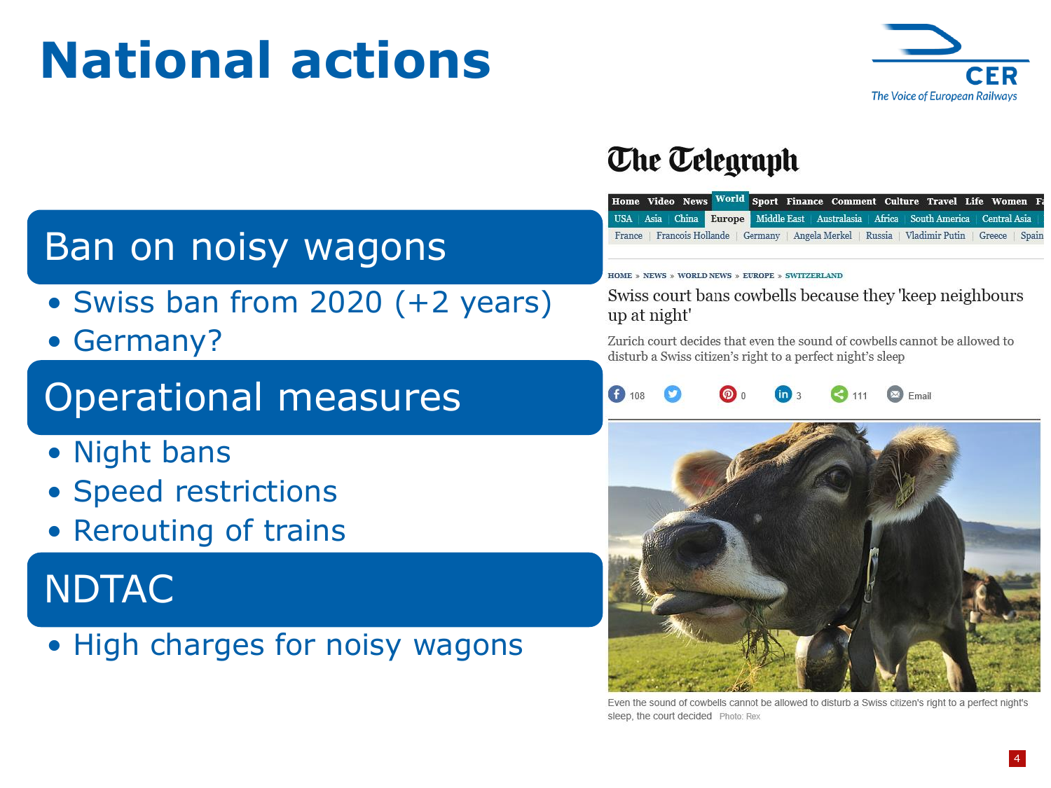# National actions

## Ban on noisy wagons

- Swiss ban from 2020 (+2 years)
- Germany?

## Operational measures

- Night bans
- Speed restrictions
- Rerouting of trains

## NDTAC

- High charges for noisy wagons

The Telegraph

HOME » NEWS » WORLD NEWS » EUROPE » SWITZERLAND

Swiss court bans cowbells because they 'keep neighbours up at night'

Zurich court decides that even the sound of cowbells cannot be allowed to disturb a Swiss citizen's right to a perfect night's sleep

Even the sound of cowbells cannot be allowed to disturb a Swiss citizen's right to a perfect night's sleep, the court decided Photo: Rex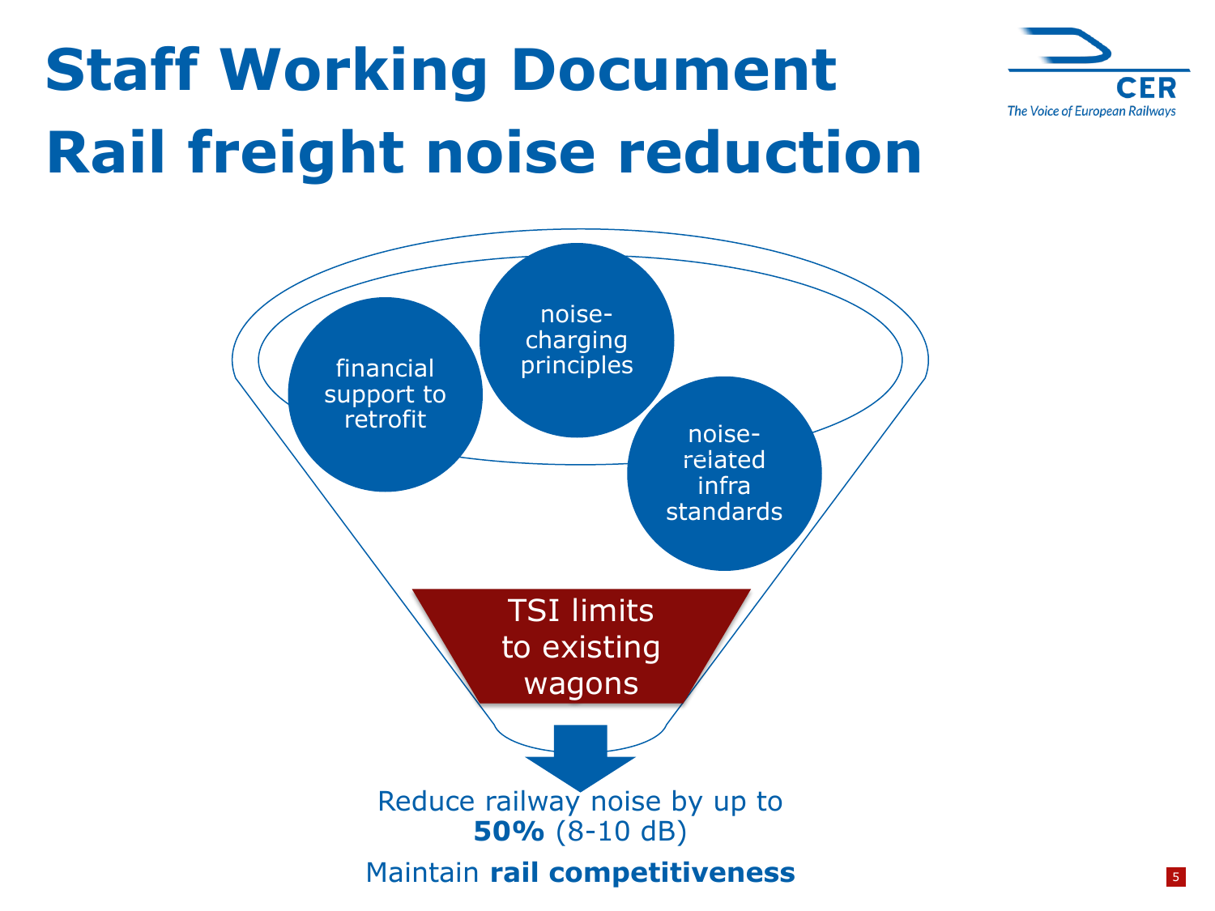# Staff Working Document
# Rail freight noise reduction

- financial support to retrofit
- noise-charging principles
- noise-related infra standards

**TSI limits to existing wagons**

Reduce railway noise by up to **50%** (8-10 dB)

Maintain **rail competitiveness**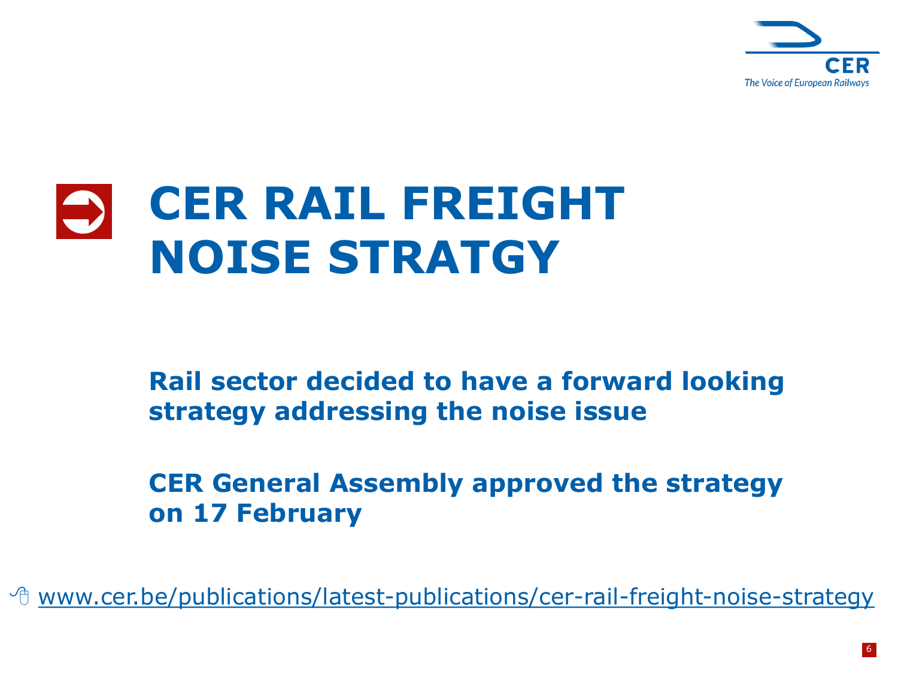# CER RAIL FREIGHT NOISE STRATGY

**Rail sector decided to have a forward looking strategy addressing the noise issue**

**CER General Assembly approved the strategy on 17 February**

www.cer.be/publications/latest-publications/cer-rail-freight-noise-strategy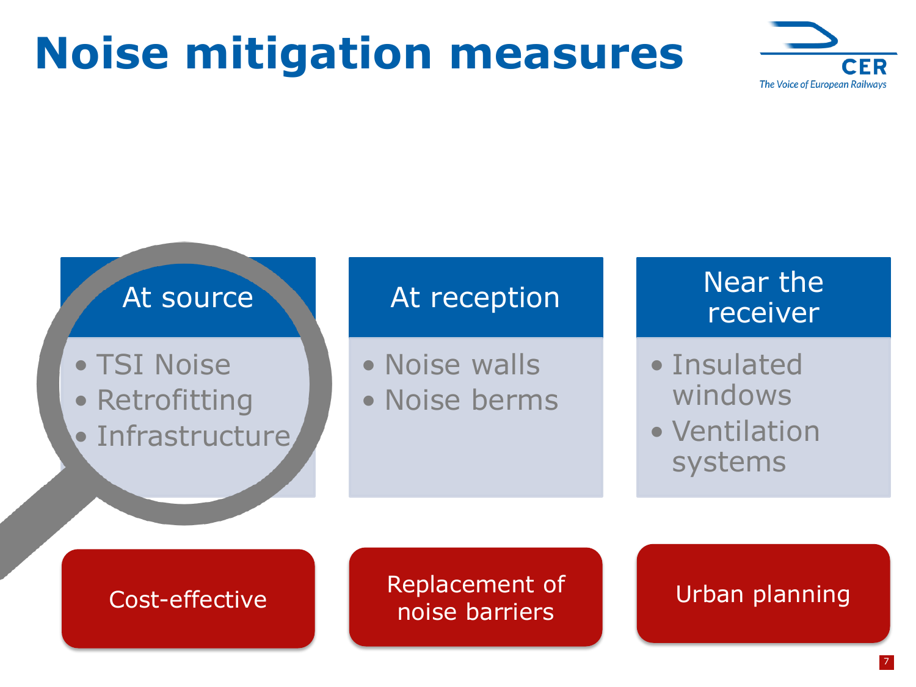# Noise mitigation measures

## At source

- TSI Noise
- Retrofitting
- Infrastructure

Cost-effective

## At reception

- Noise walls
- Noise berms

Replacement of noise barriers

## Near the receiver

- Insulated windows
- Ventilation systems

Urban planning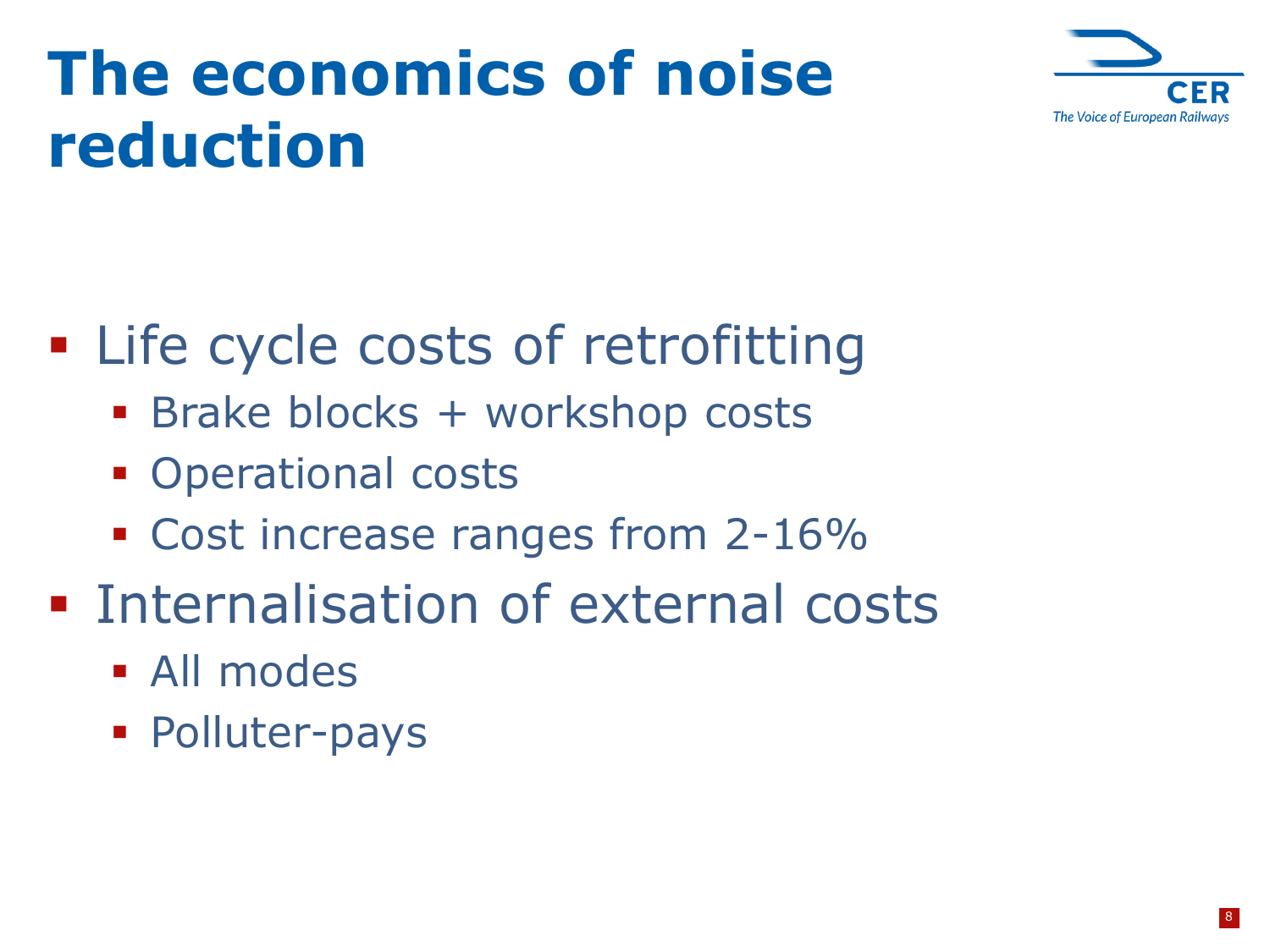# The economics of noise reduction

- Life cycle costs of retrofitting
  - Brake blocks + workshop costs
  - Operational costs
  - Cost increase ranges from 2-16%
- Internalisation of external costs
  - All modes
  - Polluter-pays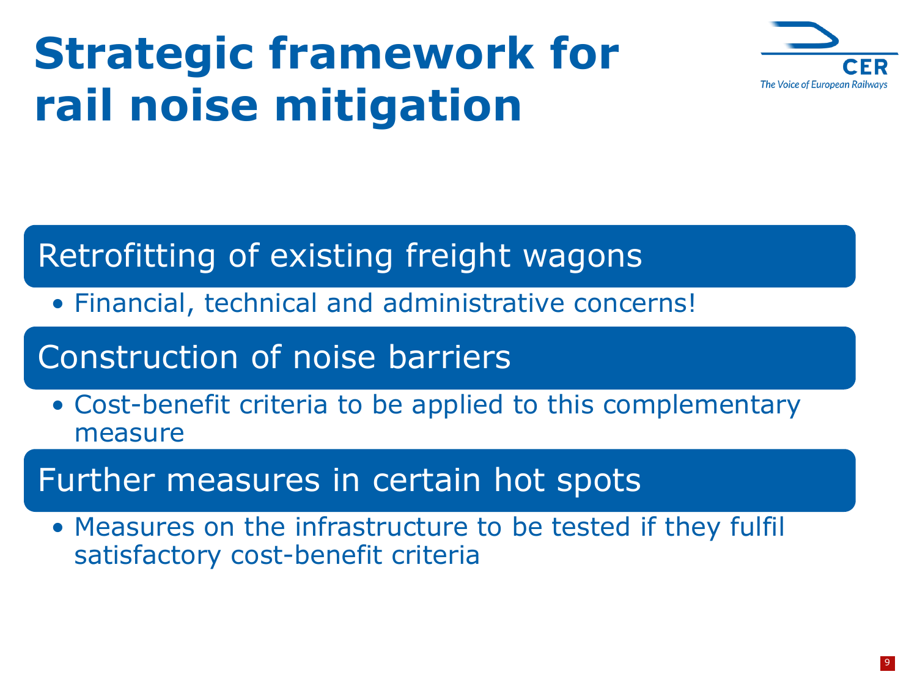# Strategic framework for rail noise mitigation

## Retrofitting of existing freight wagons

- Financial, technical and administrative concerns!

## Construction of noise barriers

- Cost-benefit criteria to be applied to this complementary measure

## Further measures in certain hot spots

- Measures on the infrastructure to be tested if they fulfil satisfactory cost-benefit criteria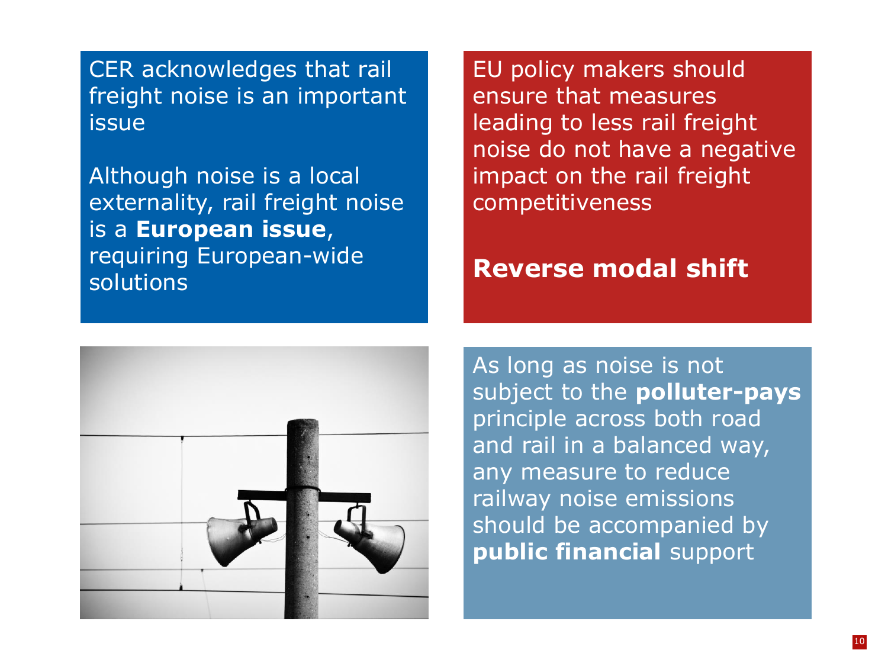CER acknowledges that rail freight noise is an important issue

Although noise is a local externality, rail freight noise is a **European issue**, requiring European-wide solutions

EU policy makers should ensure that measures leading to less rail freight noise do not have a negative impact on the rail freight competitiveness

**Reverse modal shift**

As long as noise is not subject to the **polluter-pays** principle across both road and rail in a balanced way, any measure to reduce railway noise emissions should be accompanied by **public financial** support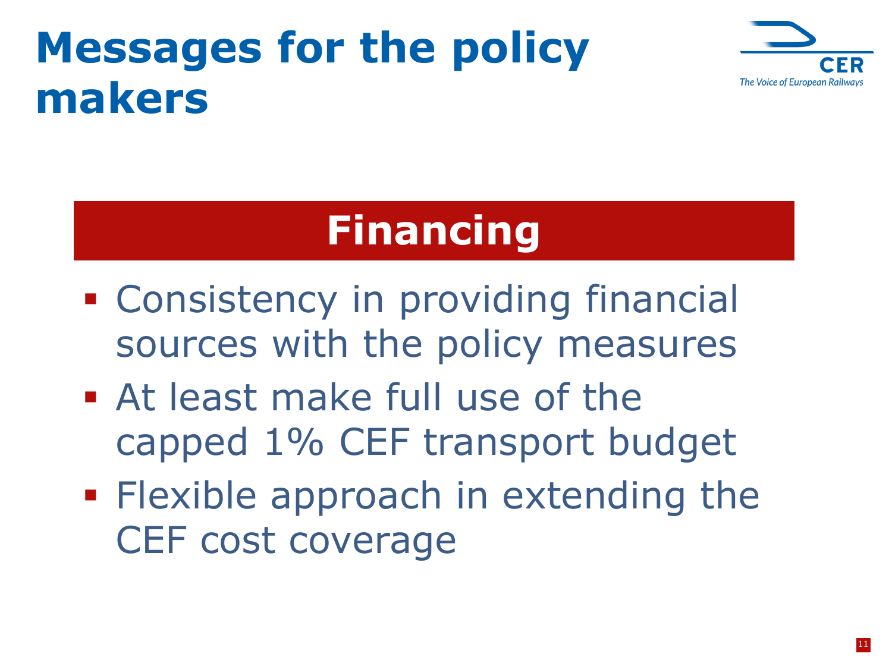# Messages for the policy makers

## Financing

- Consistency in providing financial sources with the policy measures
- At least make full use of the capped 1% CEF transport budget
- Flexible approach in extending the CEF cost coverage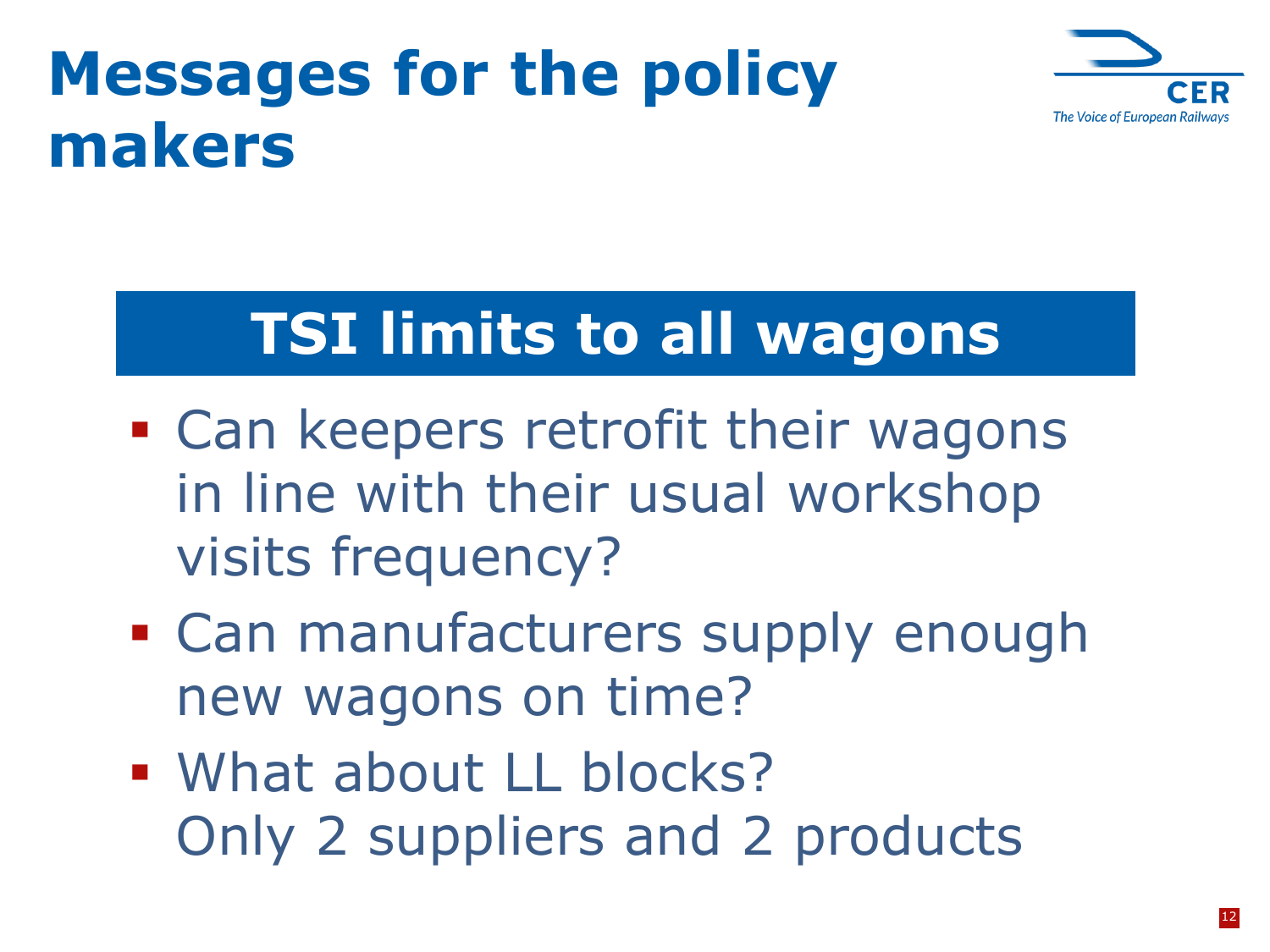# Messages for the policy makers

## TSI limits to all wagons

- Can keepers retrofit their wagons in line with their usual workshop visits frequency?
- Can manufacturers supply enough new wagons on time?
- What about LL blocks?
  Only 2 suppliers and 2 products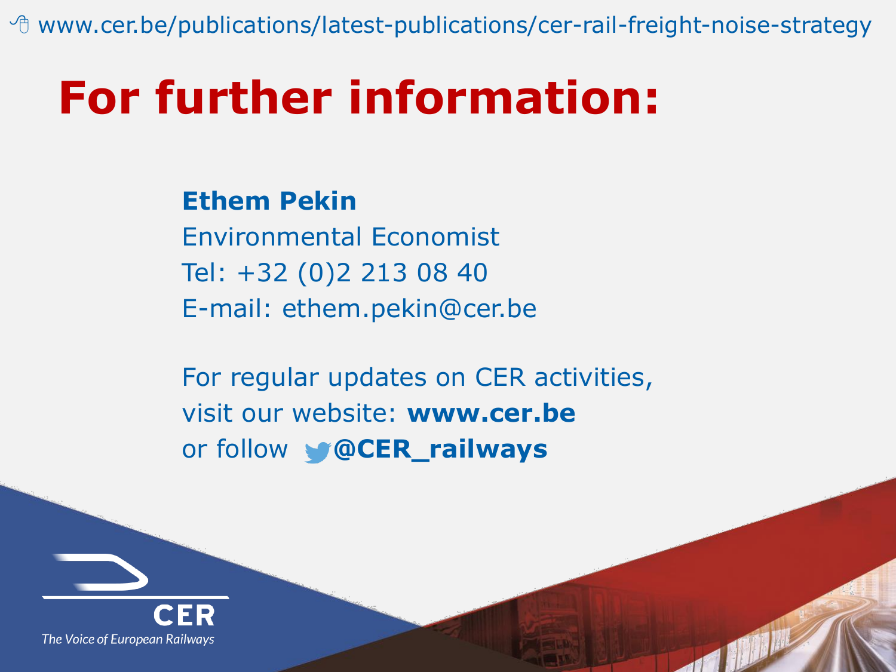www.cer.be/publications/latest-publications/cer-rail-freight-noise-strategy

# For further information:

**Ethem Pekin**
Environmental Economist
Tel: +32 (0)2 213 08 40
E-mail: ethem.pekin@cer.be

For regular updates on CER activities,
visit our website: **www.cer.be**
or follow **@CER_railways**

CER
*The Voice of European Railways*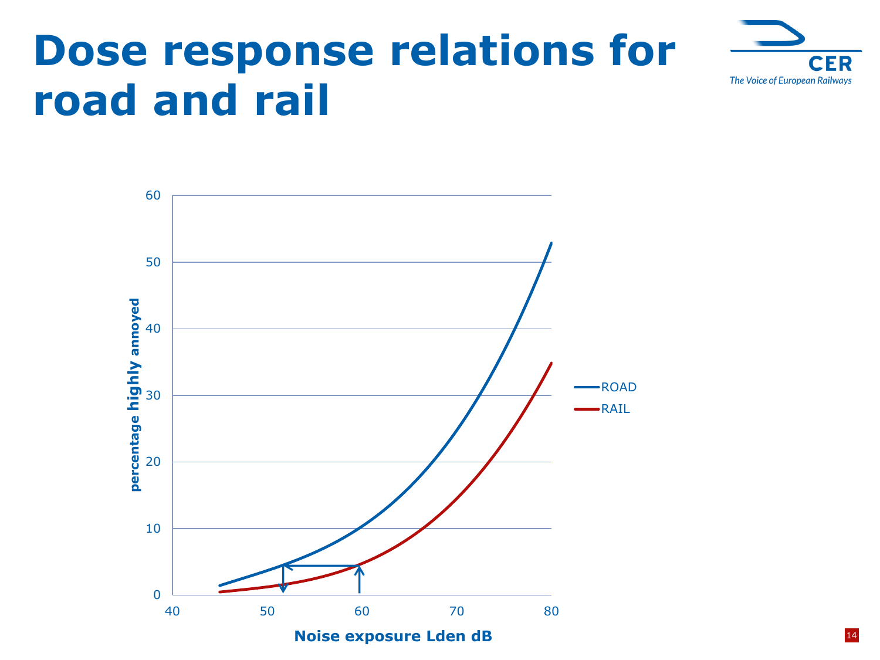# Dose response relations for road and rail

CER
The Voice of European Railways

60
50
40
30
20
10
0

percentage highly annoyed

40
50
60
70
80

Noise exposure Lden dB

ROAD
RAIL